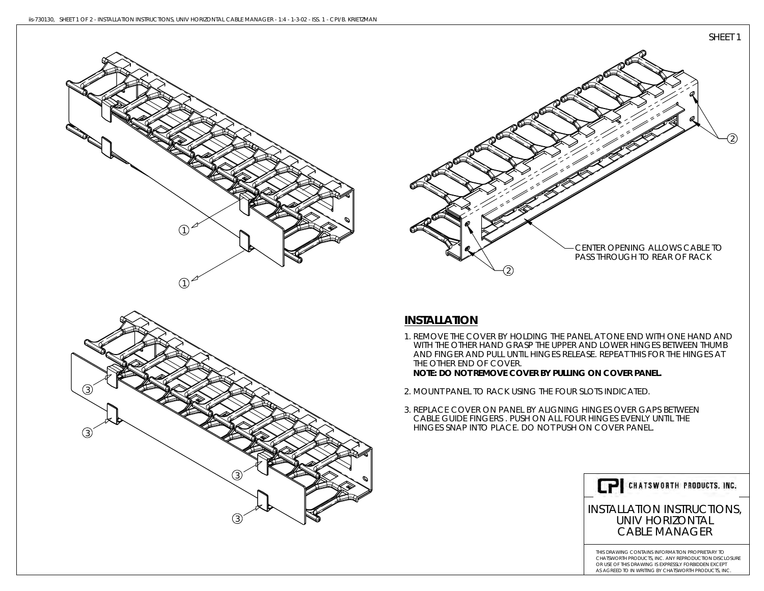SHEET 1

CENTER OPENING ALLOWS CABLE TO PASS THROUGH TO REAR OF RACK

## INSTALLATION

1. REMOVE THE COVER BY HOLDING THE PANEL AT ONE END WITH ONE HAND AND WITH THE OTHER HAND GRASP THE UPPER AND LOWER HINGES BETWEEN THUMB AND FINGER AND PULL UNTIL HINGES RELEASE. REPEAT THIS FOR THE HINGES AT THE OTHER END OF COVER.
   **NOTE: DO NOT REMOVE COVER BY PULLING ON COVER PANEL.**

2. MOUNT PANEL TO RACK USING THE FOUR SLOTS INDICATED.

3. REPLACE COVER ON PANEL BY ALIGNING HINGES OVER GAPS BETWEEN CABLE GUIDE FINGERS . PUSH ON ALL FOUR HINGES EVENLY UNTIL THE HINGES SNAP INTO PLACE. DO NOT PUSH ON COVER PANEL.

CPI CHATSWORTH PRODUCTS, INC.

INSTALLATION INSTRUCTIONS, UNIV HORIZONTAL CABLE MANAGER

THIS DRAWING CONTAINS INFORMATION PROPRIETARY TO CHATSWORTH PRODUCTS, INC. ANY REPRODUCTION DISCLOSURE OR USE OF THIS DRAWING IS EXPRESSLY FORBIDDEN EXCEPT AS AGREED TO IN WRITING BY CHATSWORTH PRODUCTS, INC.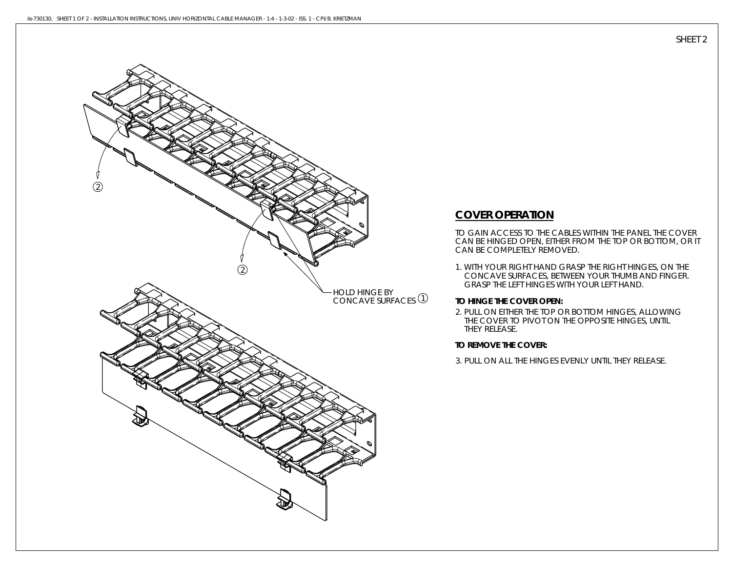SHEET 2

②

②

HOLD HINGE BY
CONCAVE SURFACES ①

## COVER OPERATION

TO GAIN ACCESS TO THE CABLES WITHIN THE PANEL THE COVER CAN BE HINGED OPEN, EITHER FROM THE TOP OR BOTTOM, OR IT CAN BE COMPLETELY REMOVED.

1. WITH YOUR RIGHT HAND GRASP THE RIGHT HINGES, ON THE CONCAVE SURFACES, BETWEEN YOUR THUMB AND FINGER. GRASP THE LEFT HINGES WITH YOUR LEFT HAND.

**TO HINGE THE COVER OPEN:**

2. PULL ON EITHER THE TOP OR BOTTOM HINGES, ALLOWING THE COVER TO PIVOT ON THE OPPOSITE HINGES, UNTIL THEY RELEASE.

**TO REMOVE THE COVER:**

3. PULL ON ALL THE HINGES EVENLY UNTIL THEY RELEASE.